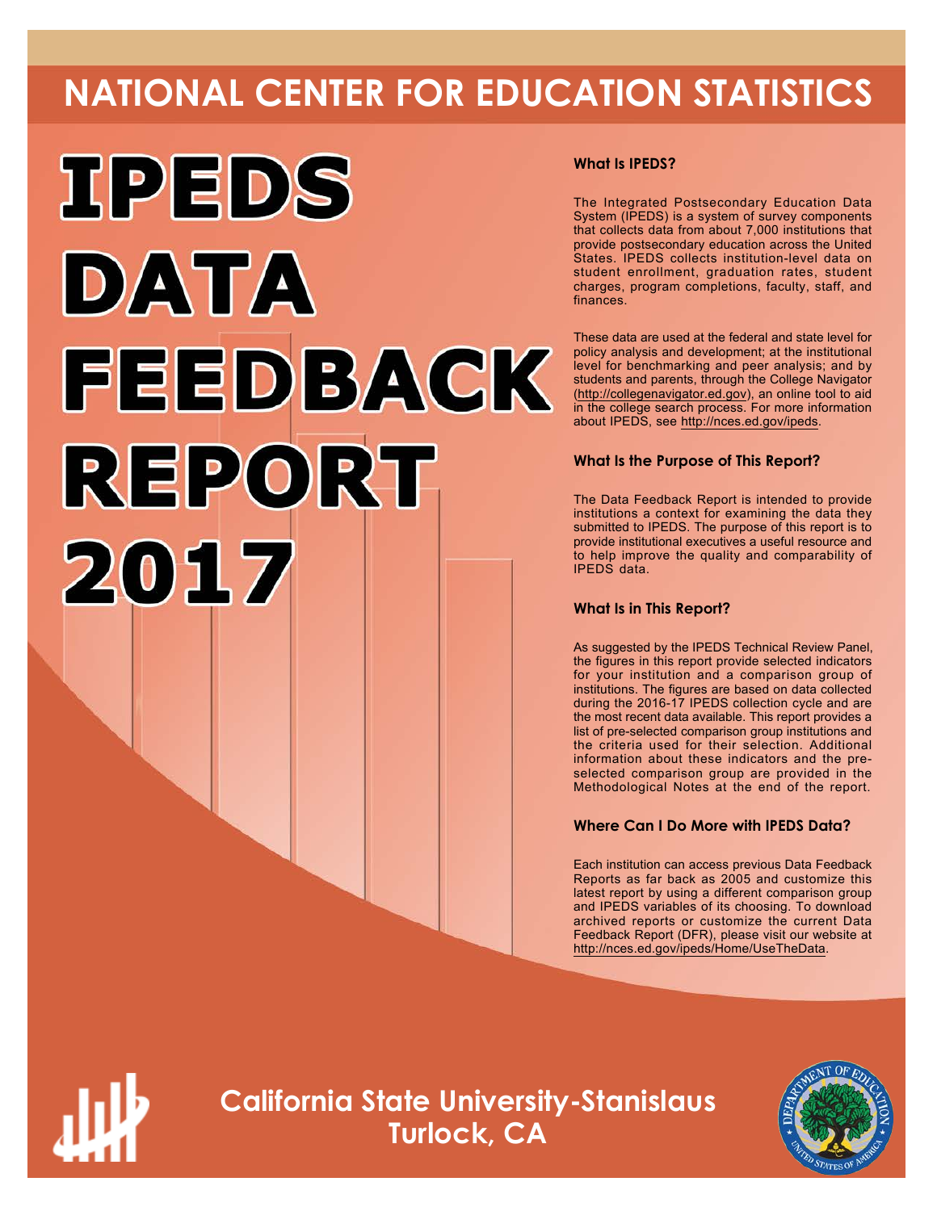# NATIONAL CENTER FOR EDUCATION STATISTICS

# IPEDS DATA FEEDBACK REPORT 2017

### What Is IPEDS?

The Integrated Postsecondary Education Data System (IPEDS) is a system of survey components that collects data from about 7,000 institutions that provide postsecondary education across the United States. IPEDS collects institution-level data on student enrollment, graduation rates, student charges, program completions, faculty, staff, and finances.

These data are used at the federal and state level for policy analysis and development; at the institutional level for benchmarking and peer analysis; and by students and parents, through the College Navigator (http://collegenavigator.ed.gov), an online tool to aid in the college search process. For more information about IPEDS, see http://nces.ed.gov/ipeds.

### What Is the Purpose of This Report?

The Data Feedback Report is intended to provide institutions a context for examining the data they submitted to IPEDS. The purpose of this report is to provide institutional executives a useful resource and to help improve the quality and comparability of IPEDS data.

### What Is in This Report?

As suggested by the IPEDS Technical Review Panel, the figures in this report provide selected indicators for your institution and a comparison group of institutions. The figures are based on data collected during the 2016-17 IPEDS collection cycle and are the most recent data available. This report provides a list of pre-selected comparison group institutions and the criteria used for their selection. Additional information about these indicators and the pre-selected comparison group are provided in the Methodological Notes at the end of the report.

### Where Can I Do More with IPEDS Data?

Each institution can access previous Data Feedback Reports as far back as 2005 and customize this latest report by using a different comparison group and IPEDS variables of its choosing. To download archived reports or customize the current Data Feedback Report (DFR), please visit our website at http://nces.ed.gov/ipeds/Home/UseTheData.

## California State University-Stanislaus
## Turlock, CA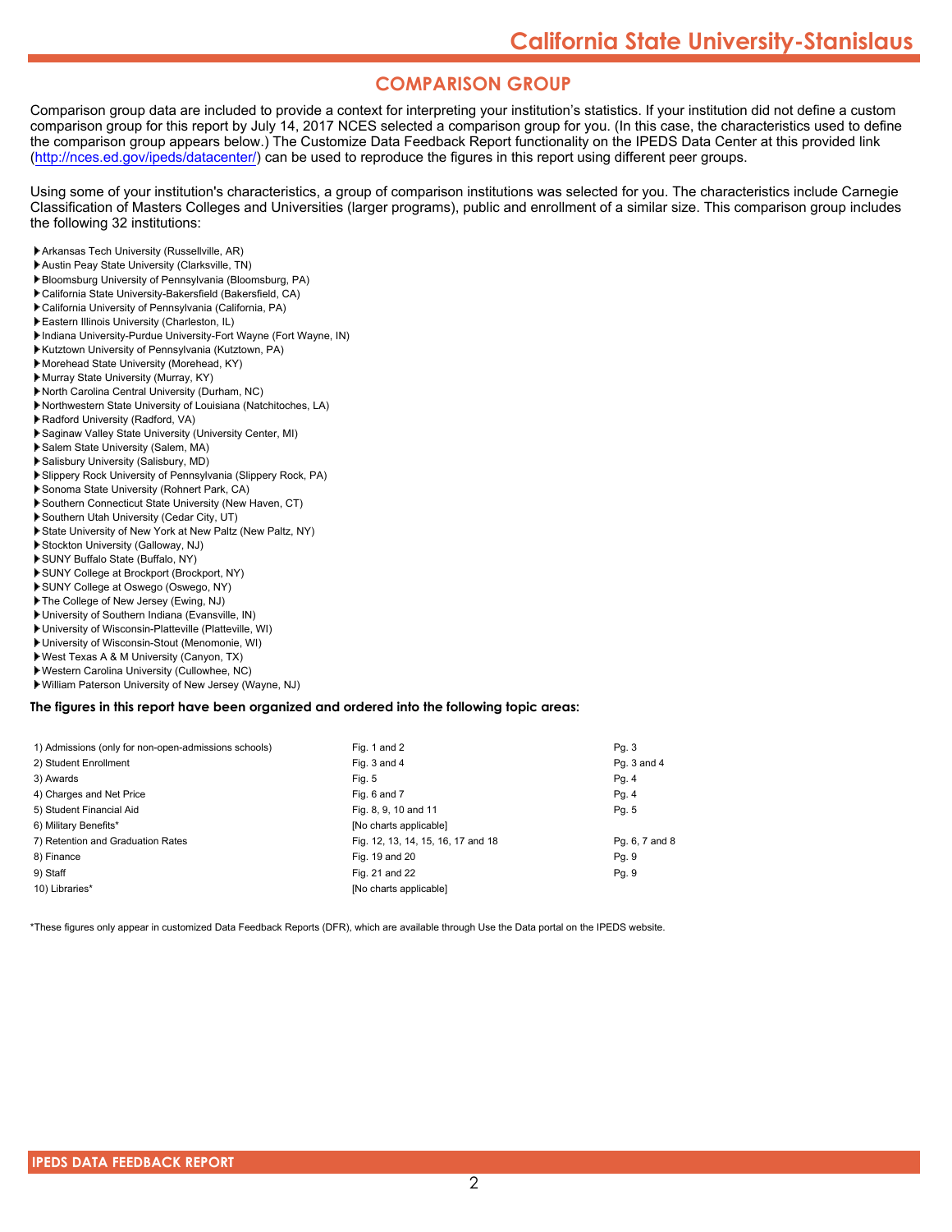## COMPARISON GROUP

Comparison group data are included to provide a context for interpreting your institution's statistics. If your institution did not define a custom comparison group for this report by July 14, 2017 NCES selected a comparison group for you. (In this case, the characteristics used to define the comparison group appears below.) The Customize Data Feedback Report functionality on the IPEDS Data Center at this provided link (http://nces.ed.gov/ipeds/datacenter/) can be used to reproduce the figures in this report using different peer groups.

Using some of your institution's characteristics, a group of comparison institutions was selected for you. The characteristics include Carnegie Classification of Masters Colleges and Universities (larger programs), public and enrollment of a similar size. This comparison group includes the following 32 institutions:

- Arkansas Tech University (Russellville, AR)
- Austin Peay State University (Clarksville, TN)
- Bloomsburg University of Pennsylvania (Bloomsburg, PA)
- California State University-Bakersfield (Bakersfield, CA)
- California University of Pennsylvania (California, PA)
- Eastern Illinois University (Charleston, IL)
- Indiana University-Purdue University-Fort Wayne (Fort Wayne, IN)
- Kutztown University of Pennsylvania (Kutztown, PA)
- Morehead State University (Morehead, KY)
- Murray State University (Murray, KY)
- North Carolina Central University (Durham, NC)
- Northwestern State University of Louisiana (Natchitoches, LA)
- Radford University (Radford, VA)
- Saginaw Valley State University (University Center, MI)
- Salem State University (Salem, MA)
- Salisbury University (Salisbury, MD)
- Slippery Rock University of Pennsylvania (Slippery Rock, PA)
- Sonoma State University (Rohnert Park, CA)
- Southern Connecticut State University (New Haven, CT)
- Southern Utah University (Cedar City, UT)
- State University of New York at New Paltz (New Paltz, NY)
- Stockton University (Galloway, NJ)
- SUNY Buffalo State (Buffalo, NY)
- SUNY College at Brockport (Brockport, NY)
- SUNY College at Oswego (Oswego, NY)
- The College of New Jersey (Ewing, NJ)
- University of Southern Indiana (Evansville, IN)
- University of Wisconsin-Platteville (Platteville, WI)
- University of Wisconsin-Stout (Menomonie, WI)
- West Texas A & M University (Canyon, TX)
- Western Carolina University (Cullowhee, NC)
- William Paterson University of New Jersey (Wayne, NJ)

**The figures in this report have been organized and ordered into the following topic areas:**

| Topic | Figures | Pages |
|---|---|---|
| 1) Admissions (only for non-open-admissions schools) | Fig. 1 and 2 | Pg. 3 |
| 2) Student Enrollment | Fig. 3 and 4 | Pg. 3 and 4 |
| 3) Awards | Fig. 5 | Pg. 4 |
| 4) Charges and Net Price | Fig. 6 and 7 | Pg. 4 |
| 5) Student Financial Aid | Fig. 8, 9, 10 and 11 | Pg. 5 |
| 6) Military Benefits* | [No charts applicable] | |
| 7) Retention and Graduation Rates | Fig. 12, 13, 14, 15, 16, 17 and 18 | Pg. 6, 7 and 8 |
| 8) Finance | Fig. 19 and 20 | Pg. 9 |
| 9) Staff | Fig. 21 and 22 | Pg. 9 |
| 10) Libraries* | [No charts applicable] | |

*These figures only appear in customized Data Feedback Reports (DFR), which are available through Use the Data portal on the IPEDS website.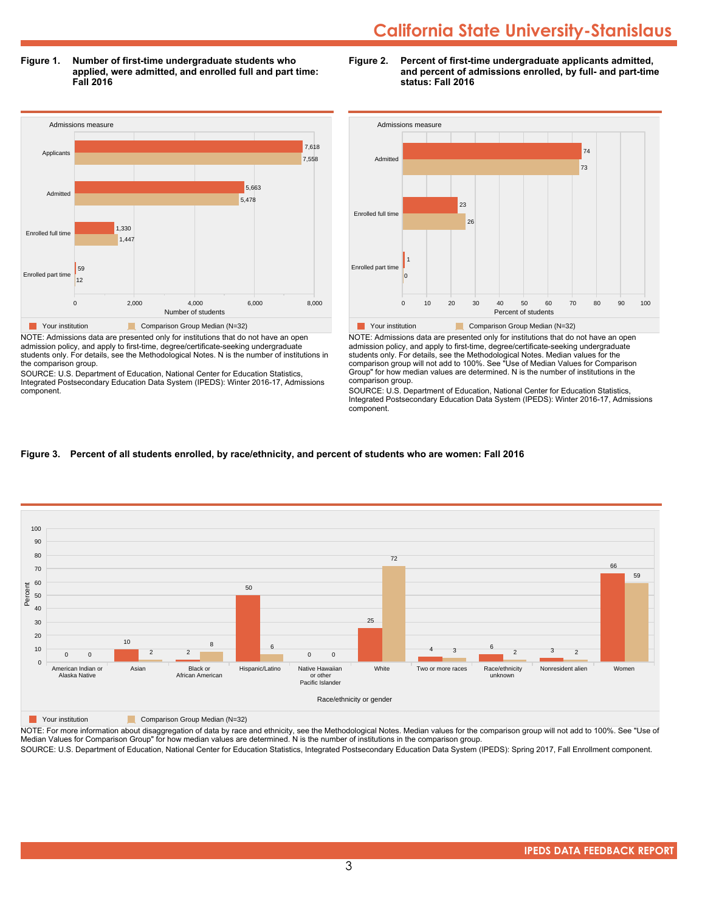# California State University-Stanislaus

**Figure 1. Number of first-time undergraduate students who applied, were admitted, and enrolled full and part time: Fall 2016**

| Admissions measure | Your institution | Comparison Group Median (N=32) |
|---|---|---|
| Applicants | 7,618 | 7,558 |
| Admitted | 5,663 | 5,478 |
| Enrolled full time | 1,330 | 1,447 |
| Enrolled part time | 59 | 12 |

NOTE: Admissions data are presented only for institutions that do not have an open admission policy, and apply to first-time, degree/certificate-seeking undergraduate students only. For details, see the Methodological Notes. N is the number of institutions in the comparison group.

SOURCE: U.S. Department of Education, National Center for Education Statistics, Integrated Postsecondary Education Data System (IPEDS): Winter 2016-17, Admissions component.

**Figure 2. Percent of first-time undergraduate applicants admitted, and percent of admissions enrolled, by full- and part-time status: Fall 2016**

| Admissions measure | Your institution | Comparison Group Median (N=32) |
|---|---|---|
| Admitted | 74 | 73 |
| Enrolled full time | 23 | 26 |
| Enrolled part time | 1 | 0 |

NOTE: Admissions data are presented only for institutions that do not have an open admission policy, and apply to first-time, degree/certificate-seeking undergraduate students only. For details, see the Methodological Notes. Median values for the comparison group will not add to 100%. See "Use of Median Values for Comparison Group" for how median values are determined. N is the number of institutions in the comparison group.

SOURCE: U.S. Department of Education, National Center for Education Statistics, Integrated Postsecondary Education Data System (IPEDS): Winter 2016-17, Admissions component.

**Figure 3. Percent of all students enrolled, by race/ethnicity, and percent of students who are women: Fall 2016**

| Race/ethnicity or gender | Your institution | Comparison Group Median (N=32) |
|---|---|---|
| American Indian or Alaska Native | 0 | 0 |
| Asian | 10 | 2 |
| Black or African American | 2 | 8 |
| Hispanic/Latino | 50 | 6 |
| Native Hawaiian or other Pacific Islander | 0 | 0 |
| White | 25 | 72 |
| Two or more races | 4 | 3 |
| Race/ethnicity unknown | 6 | 2 |
| Nonresident alien | 3 | 2 |
| Women | 66 | 59 |

NOTE: For more information about disaggregation of data by race and ethnicity, see the Methodological Notes. Median values for the comparison group will not add to 100%. See "Use of Median Values for Comparison Group" for how median values are determined. N is the number of institutions in the comparison group.

SOURCE: U.S. Department of Education, National Center for Education Statistics, Integrated Postsecondary Education Data System (IPEDS): Spring 2017, Fall Enrollment component.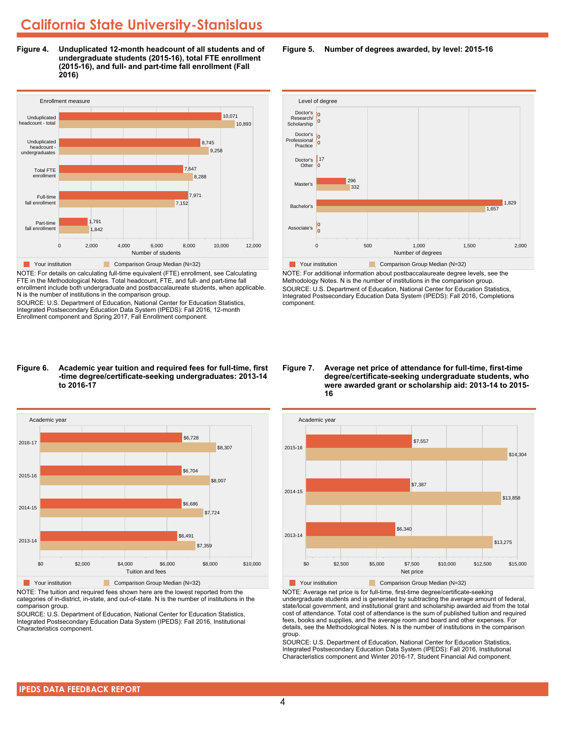# California State University-Stanislaus

**Figure 4. Unduplicated 12-month headcount of all students and of undergraduate students (2015-16), total FTE enrollment (2015-16), and full- and part-time fall enrollment (Fall 2016)**

| Enrollment measure | Your institution | Comparison Group Median (N=32) |
|---|---|---|
| Unduplicated headcount - total | 10,071 | 10,893 |
| Unduplicated headcount - undergraduates | 8,745 | 9,258 |
| Total FTE enrollment | 7,647 | 8,288 |
| Full-time fall enrollment | 7,971 | 7,152 |
| Part-time fall enrollment | 1,791 | 1,842 |

NOTE: For details on calculating full-time equivalent (FTE) enrollment, see Calculating FTE in the Methodological Notes. Total headcount, FTE, and full- and part-time fall enrollment include both undergraduate and postbaccalaureate students, when applicable. N is the number of institutions in the comparison group.

SOURCE: U.S. Department of Education, National Center for Education Statistics, Integrated Postsecondary Education Data System (IPEDS): Fall 2016, 12-month Enrollment component and Spring 2017, Fall Enrollment component.

**Figure 5. Number of degrees awarded, by level: 2015-16**

| Level of degree | Your institution | Comparison Group Median (N=32) |
|---|---|---|
| Doctor's Research/ Scholarship | 0 | 0 |
| Doctor's Professional Practice | 0 | 0 |
| Doctor's Other | 17 | 0 |
| Master's | 296 | 332 |
| Bachelor's | 1,829 | 1,657 |
| Associate's | 0 | 0 |

NOTE: For additional information about postbaccalaureate degree levels, see the Methodology Notes. N is the number of institutions in the comparison group.

SOURCE: U.S. Department of Education, National Center for Education Statistics, Integrated Postsecondary Education Data System (IPEDS): Fall 2016, Completions component.

**Figure 6. Academic year tuition and required fees for full-time, first-time degree/certificate-seeking undergraduates: 2013-14 to 2016-17**

| Academic year | Your institution | Comparison Group Median (N=32) |
|---|---|---|
| 2016-17 | $6,728 | $8,307 |
| 2015-16 | $6,704 | $8,007 |
| 2014-15 | $6,686 | $7,724 |
| 2013-14 | $6,491 | $7,359 |

NOTE: The tuition and required fees shown here are the lowest reported from the categories of in-district, in-state, and out-of-state. N is the number of institutions in the comparison group.

SOURCE: U.S. Department of Education, National Center for Education Statistics, Integrated Postsecondary Education Data System (IPEDS): Fall 2016, Institutional Characteristics component.

**Figure 7. Average net price of attendance for full-time, first-time degree/certificate-seeking undergraduate students, who were awarded grant or scholarship aid: 2013-14 to 2015-16**

| Academic year | Your institution | Comparison Group Median (N=32) |
|---|---|---|
| 2015-16 | $7,557 | $14,304 |
| 2014-15 | $7,387 | $13,858 |
| 2013-14 | $6,340 | $13,275 |

NOTE: Average net price is for full-time, first-time degree/certificate-seeking undergraduate students and is generated by subtracting the average amount of federal, state/local government, and institutional grant and scholarship awarded aid from the total cost of attendance. Total cost of attendance is the sum of published tuition and required fees, books and supplies, and the average room and board and other expenses. For details, see the Methodological Notes. N is the number of institutions in the comparison group.

SOURCE: U.S. Department of Education, National Center for Education Statistics, Integrated Postsecondary Education Data System (IPEDS): Fall 2016, Institutional Characteristics component and Winter 2016-17, Student Financial Aid component.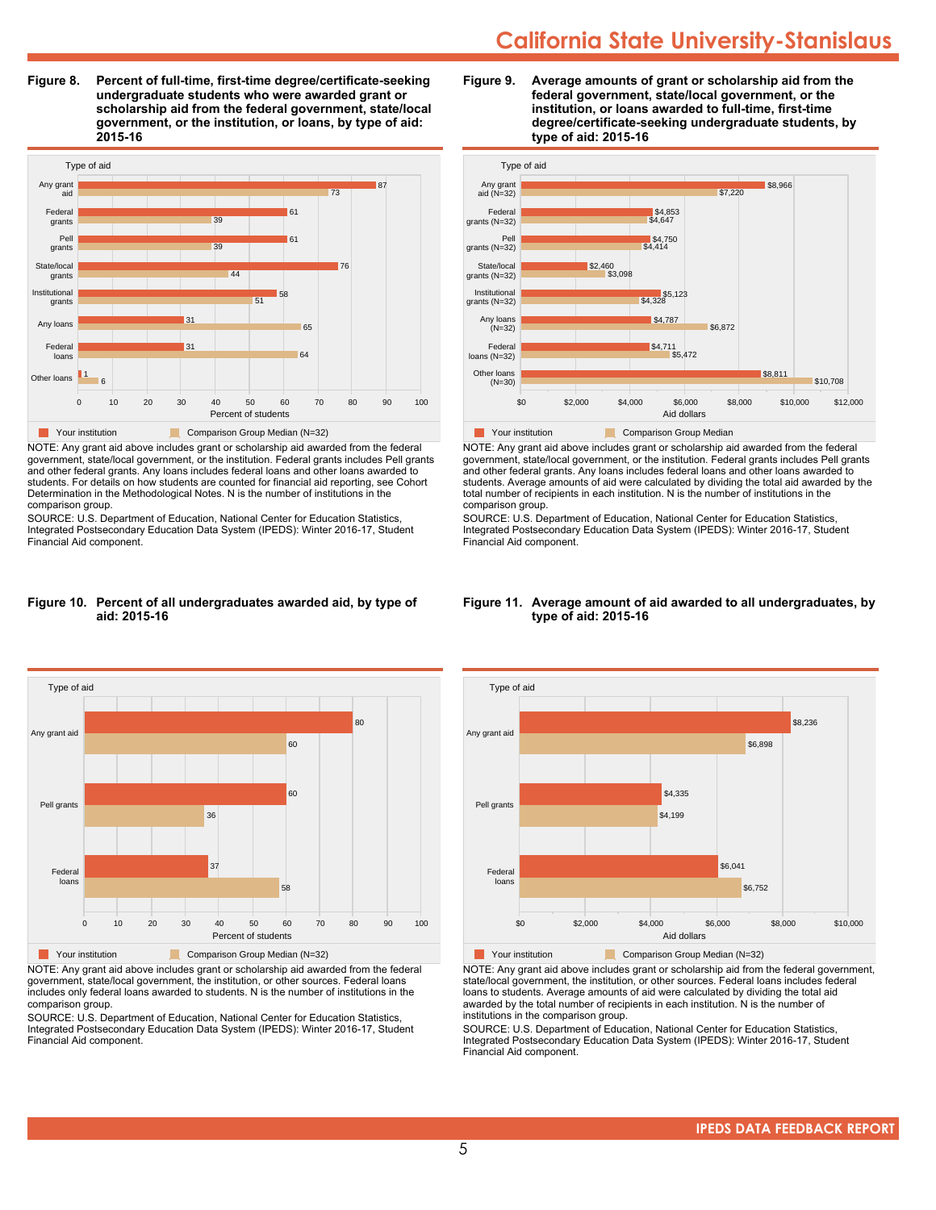# California State University-Stanislaus

**Figure 8. Percent of full-time, first-time degree/certificate-seeking undergraduate students who were awarded grant or scholarship aid from the federal government, state/local government, or the institution, or loans, by type of aid: 2015-16**

| Type of aid | Your institution | Comparison Group Median (N=32) |
|---|---|---|
| Any grant aid | 87 | 73 |
| Federal grants | 61 | 39 |
| Pell grants | 61 | 39 |
| State/local grants | 76 | 44 |
| Institutional grants | 58 | 51 |
| Any loans | 31 | 65 |
| Federal loans | 31 | 64 |
| Other loans | 1 | 6 |

Percent of students

NOTE: Any grant aid above includes grant or scholarship aid awarded from the federal government, state/local government, or the institution. Federal grants includes Pell grants and other federal grants. Any loans includes federal loans and other loans awarded to students. For details on how students are counted for financial aid reporting, see Cohort Determination in the Methodological Notes. N is the number of institutions in the comparison group.

SOURCE: U.S. Department of Education, National Center for Education Statistics, Integrated Postsecondary Education Data System (IPEDS): Winter 2016-17, Student Financial Aid component.

**Figure 9. Average amounts of grant or scholarship aid from the federal government, state/local government, or the institution, or loans awarded to full-time, first-time degree/certificate-seeking undergraduate students, by type of aid: 2015-16**

| Type of aid | Your institution | Comparison Group Median |
|---|---|---|
| Any grant aid (N=32) | $8,966 | $7,220 |
| Federal grants (N=32) | $4,853 | $4,647 |
| Pell grants (N=32) | $4,750 | $4,414 |
| State/local grants (N=32) | $2,460 | $3,098 |
| Institutional grants (N=32) | $5,123 | $4,328 |
| Any loans (N=32) | $4,787 | $6,872 |
| Federal loans (N=32) | $4,711 | $5,472 |
| Other loans (N=30) | $8,811 | $10,708 |

Aid dollars

NOTE: Any grant aid above includes grant or scholarship aid awarded from the federal government, state/local government, or the institution. Federal grants includes Pell grants and other federal grants. Any loans includes federal loans and other loans awarded to students. Average amounts of aid were calculated by dividing the total aid awarded by the total number of recipients in each institution. N is the number of institutions in the comparison group.

SOURCE: U.S. Department of Education, National Center for Education Statistics, Integrated Postsecondary Education Data System (IPEDS): Winter 2016-17, Student Financial Aid component.

**Figure 10. Percent of all undergraduates awarded aid, by type of aid: 2015-16**

| Type of aid | Your institution | Comparison Group Median (N=32) |
|---|---|---|
| Any grant aid | 80 | 60 |
| Pell grants | 60 | 36 |
| Federal loans | 37 | 58 |

Percent of students

NOTE: Any grant aid above includes grant or scholarship aid awarded from the federal government, state/local government, the institution, or other sources. Federal loans includes only federal loans awarded to students. N is the number of institutions in the comparison group.

SOURCE: U.S. Department of Education, National Center for Education Statistics, Integrated Postsecondary Education Data System (IPEDS): Winter 2016-17, Student Financial Aid component.

**Figure 11. Average amount of aid awarded to all undergraduates, by type of aid: 2015-16**

| Type of aid | Your institution | Comparison Group Median (N=32) |
|---|---|---|
| Any grant aid | $8,236 | $6,898 |
| Pell grants | $4,335 | $4,199 |
| Federal loans | $6,041 | $6,752 |

Aid dollars

NOTE: Any grant aid above includes grant or scholarship aid from the federal government, state/local government, the institution, or other sources. Federal loans includes federal loans to students. Average amounts of aid were calculated by dividing the total aid awarded by the total number of recipients in each institution. N is the number of institutions in the comparison group.

SOURCE: U.S. Department of Education, National Center for Education Statistics, Integrated Postsecondary Education Data System (IPEDS): Winter 2016-17, Student Financial Aid component.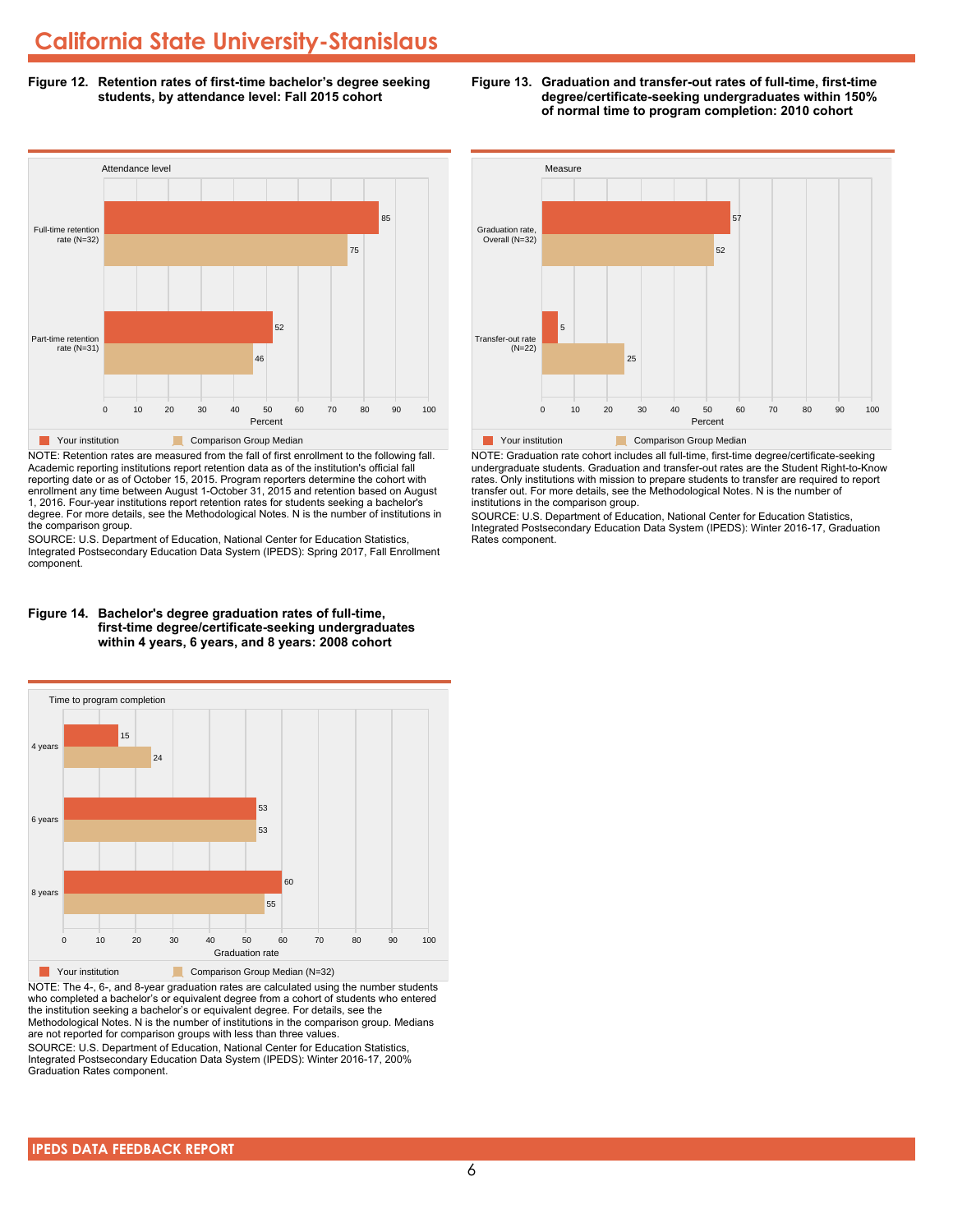# California State University-Stanislaus

**Figure 12. Retention rates of first-time bachelor's degree seeking students, by attendance level: Fall 2015 cohort**

| Attendance level | Your institution | Comparison Group Median |
|---|---|---|
| Full-time retention rate (N=32) | 85 | 75 |
| Part-time retention rate (N=31) | 52 | 46 |

NOTE: Retention rates are measured from the fall of first enrollment to the following fall. Academic reporting institutions report retention data as of the institution's official fall reporting date or as of October 15, 2015. Program reporters determine the cohort with enrollment any time between August 1-October 31, 2015 and retention based on August 1, 2016. Four-year institutions report retention rates for students seeking a bachelor's degree. For more details, see the Methodological Notes. N is the number of institutions in the comparison group.

SOURCE: U.S. Department of Education, National Center for Education Statistics, Integrated Postsecondary Education Data System (IPEDS): Spring 2017, Fall Enrollment component.

**Figure 13. Graduation and transfer-out rates of full-time, first-time degree/certificate-seeking undergraduates within 150% of normal time to program completion: 2010 cohort**

| Measure | Your institution | Comparison Group Median |
|---|---|---|
| Graduation rate, Overall (N=32) | 57 | 52 |
| Transfer-out rate (N=22) | 5 | 25 |

NOTE: Graduation rate cohort includes all full-time, first-time degree/certificate-seeking undergraduate students. Graduation and transfer-out rates are the Student Right-to-Know rates. Only institutions with mission to prepare students to transfer are required to report transfer out. For more details, see the Methodological Notes. N is the number of institutions in the comparison group.

SOURCE: U.S. Department of Education, National Center for Education Statistics, Integrated Postsecondary Education Data System (IPEDS): Winter 2016-17, Graduation Rates component.

**Figure 14. Bachelor's degree graduation rates of full-time, first-time degree/certificate-seeking undergraduates within 4 years, 6 years, and 8 years: 2008 cohort**

| Time to program completion | Your institution | Comparison Group Median (N=32) |
|---|---|---|
| 4 years | 15 | 24 |
| 6 years | 53 | 53 |
| 8 years | 60 | 55 |

NOTE: The 4-, 6-, and 8-year graduation rates are calculated using the number students who completed a bachelor's or equivalent degree from a cohort of students who entered the institution seeking a bachelor's or equivalent degree. For details, see the Methodological Notes. N is the number of institutions in the comparison group. Medians are not reported for comparison groups with less than three values.

SOURCE: U.S. Department of Education, National Center for Education Statistics, Integrated Postsecondary Education Data System (IPEDS): Winter 2016-17, 200% Graduation Rates component.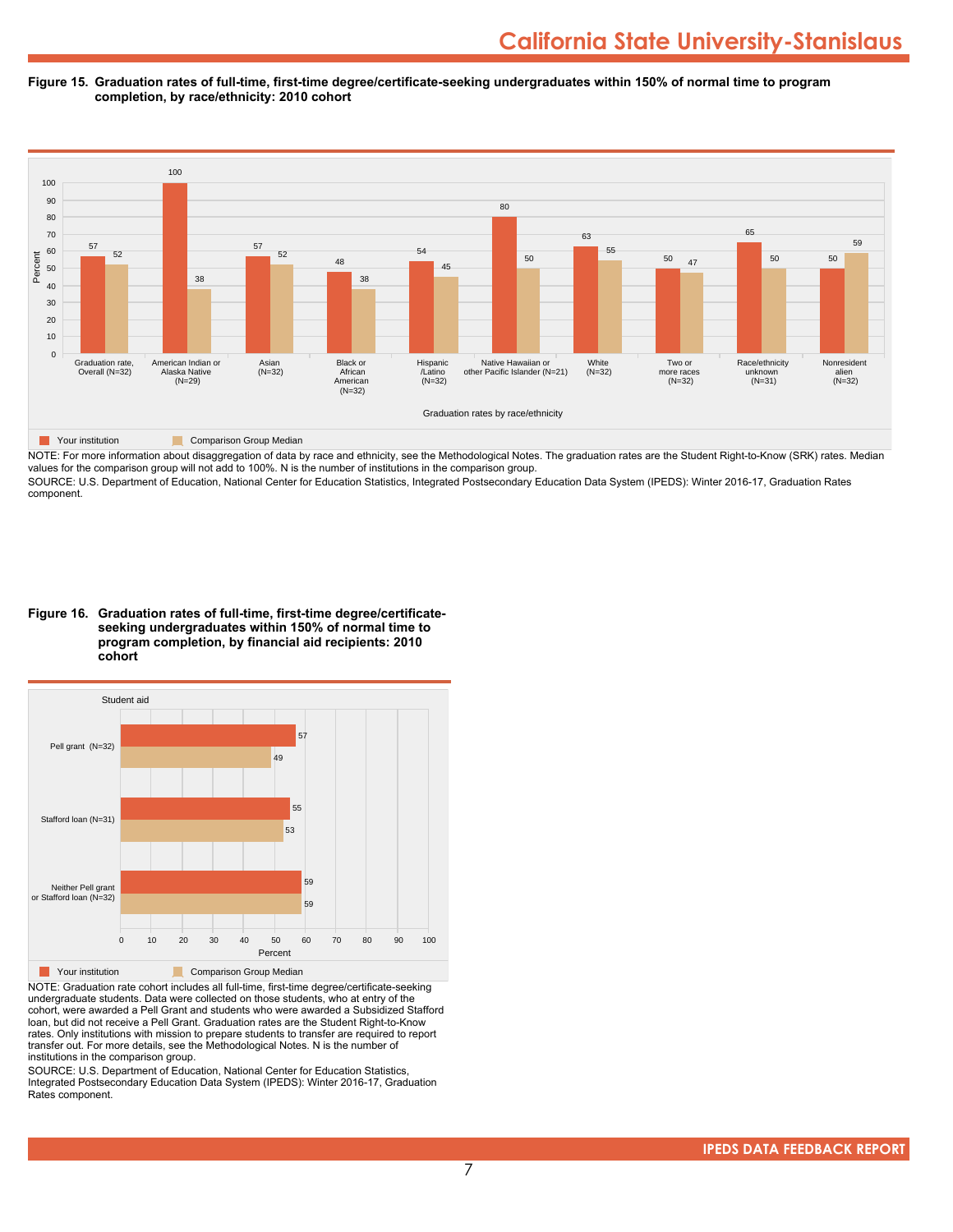## Figure 15. Graduation rates of full-time, first-time degree/certificate-seeking undergraduates within 150% of normal time to program completion, by race/ethnicity: 2010 cohort

| Graduation rates by race/ethnicity | Your institution | Comparison Group Median |
|---|---|---|
| Graduation rate, Overall (N=32) | 57 | 52 |
| American Indian or Alaska Native (N=29) | 100 | 38 |
| Asian (N=32) | 57 | 52 |
| Black or African American (N=32) | 48 | 38 |
| Hispanic /Latino (N=32) | 54 | 45 |
| Native Hawaiian or other Pacific Islander (N=21) | 80 | 50 |
| White (N=32) | 63 | 55 |
| Two or more races (N=32) | 50 | 47 |
| Race/ethnicity unknown (N=31) | 65 | 50 |
| Nonresident alien (N=32) | 50 | 59 |

NOTE: For more information about disaggregation of data by race and ethnicity, see the Methodological Notes. The graduation rates are the Student Right-to-Know (SRK) rates. Median values for the comparison group will not add to 100%. N is the number of institutions in the comparison group.

SOURCE: U.S. Department of Education, National Center for Education Statistics, Integrated Postsecondary Education Data System (IPEDS): Winter 2016-17, Graduation Rates component.

## Figure 16. Graduation rates of full-time, first-time degree/certificate-seeking undergraduates within 150% of normal time to program completion, by financial aid recipients: 2010 cohort

| Student aid | Your institution | Comparison Group Median |
|---|---|---|
| Pell grant (N=32) | 57 | 49 |
| Stafford loan (N=31) | 55 | 53 |
| Neither Pell grant or Stafford loan (N=32) | 59 | 59 |

NOTE: Graduation rate cohort includes all full-time, first-time degree/certificate-seeking undergraduate students. Data were collected on those students, who at entry of the cohort, were awarded a Pell Grant and students who were awarded a Subsidized Stafford loan, but did not receive a Pell Grant. Graduation rates are the Student Right-to-Know rates. Only institutions with mission to prepare students to transfer are required to report transfer out. For more details, see the Methodological Notes. N is the number of institutions in the comparison group.

SOURCE: U.S. Department of Education, National Center for Education Statistics, Integrated Postsecondary Education Data System (IPEDS): Winter 2016-17, Graduation Rates component.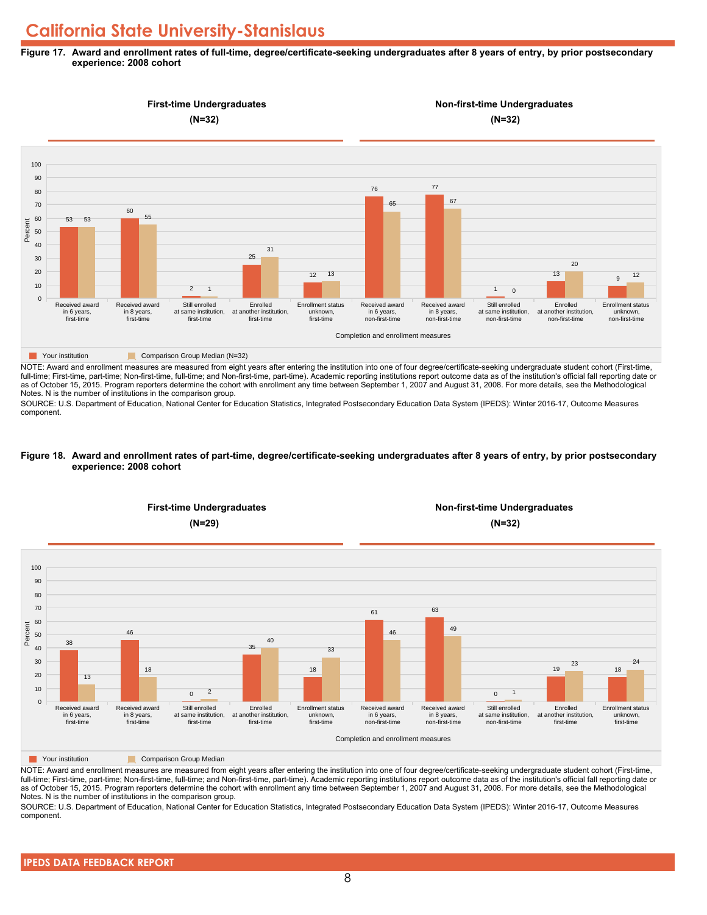# California State University-Stanislaus

**Figure 17. Award and enrollment rates of full-time, degree/certificate-seeking undergraduates after 8 years of entry, by prior postsecondary experience: 2008 cohort**

**First-time Undergraduates (N=32)** | **Non-first-time Undergraduates (N=32)**

| Completion and enrollment measures | Your institution | Comparison Group Median (N=32) |
|---|---|---|
| Received award in 6 years, first-time | 53 | 53 |
| Received award in 8 years, first-time | 60 | 55 |
| Still enrolled at same institution, first-time | 2 | 1 |
| Enrolled at another institution, first-time | 25 | 31 |
| Enrollment status unknown, first-time | 12 | 13 |
| Received award in 6 years, non-first-time | 76 | 65 |
| Received award in 8 years, non-first-time | 77 | 67 |
| Still enrolled at same institution, non-first-time | 1 | 0 |
| Enrolled at another institution, non-first-time | 13 | 20 |
| Enrollment status unknown, non-first-time | 9 | 12 |

NOTE: Award and enrollment measures are measured from eight years after entering the institution into one of four degree/certificate-seeking undergraduate student cohort (First-time, full-time; First-time, part-time; Non-first-time, full-time; and Non-first-time, part-time). Academic reporting institutions report outcome data as of the institution's official fall reporting date or as of October 15, 2015. Program reporters determine the cohort with enrollment any time between September 1, 2007 and August 31, 2008. For more details, see the Methodological Notes. N is the number of institutions in the comparison group.

SOURCE: U.S. Department of Education, National Center for Education Statistics, Integrated Postsecondary Education Data System (IPEDS): Winter 2016-17, Outcome Measures component.

**Figure 18. Award and enrollment rates of part-time, degree/certificate-seeking undergraduates after 8 years of entry, by prior postsecondary experience: 2008 cohort**

**First-time Undergraduates (N=29)** | **Non-first-time Undergraduates (N=32)**

| Completion and enrollment measures | Your institution | Comparison Group Median |
|---|---|---|
| Received award in 6 years, first-time | 38 | 13 |
| Received award in 8 years, first-time | 46 | 18 |
| Still enrolled at same institution, first-time | 0 | 2 |
| Enrolled at another institution, first-time | 35 | 40 |
| Enrollment status unknown, first-time | 18 | 33 |
| Received award in 6 years, non-first-time | 61 | 46 |
| Received award in 8 years, non-first-time | 63 | 49 |
| Still enrolled at same institution, non-first-time | 0 | 1 |
| Enrolled at another institution, first-time | 19 | 23 |
| Enrollment status unknown, first-time | 18 | 24 |

NOTE: Award and enrollment measures are measured from eight years after entering the institution into one of four degree/certificate-seeking undergraduate student cohort (First-time, full-time; First-time, part-time; Non-first-time, full-time; and Non-first-time, part-time). Academic reporting institutions report outcome data as of the institution's official fall reporting date or as of October 15, 2015. Program reporters determine the cohort with enrollment any time between September 1, 2007 and August 31, 2008. For more details, see the Methodological Notes. N is the number of institutions in the comparison group.

SOURCE: U.S. Department of Education, National Center for Education Statistics, Integrated Postsecondary Education Data System (IPEDS): Winter 2016-17, Outcome Measures component.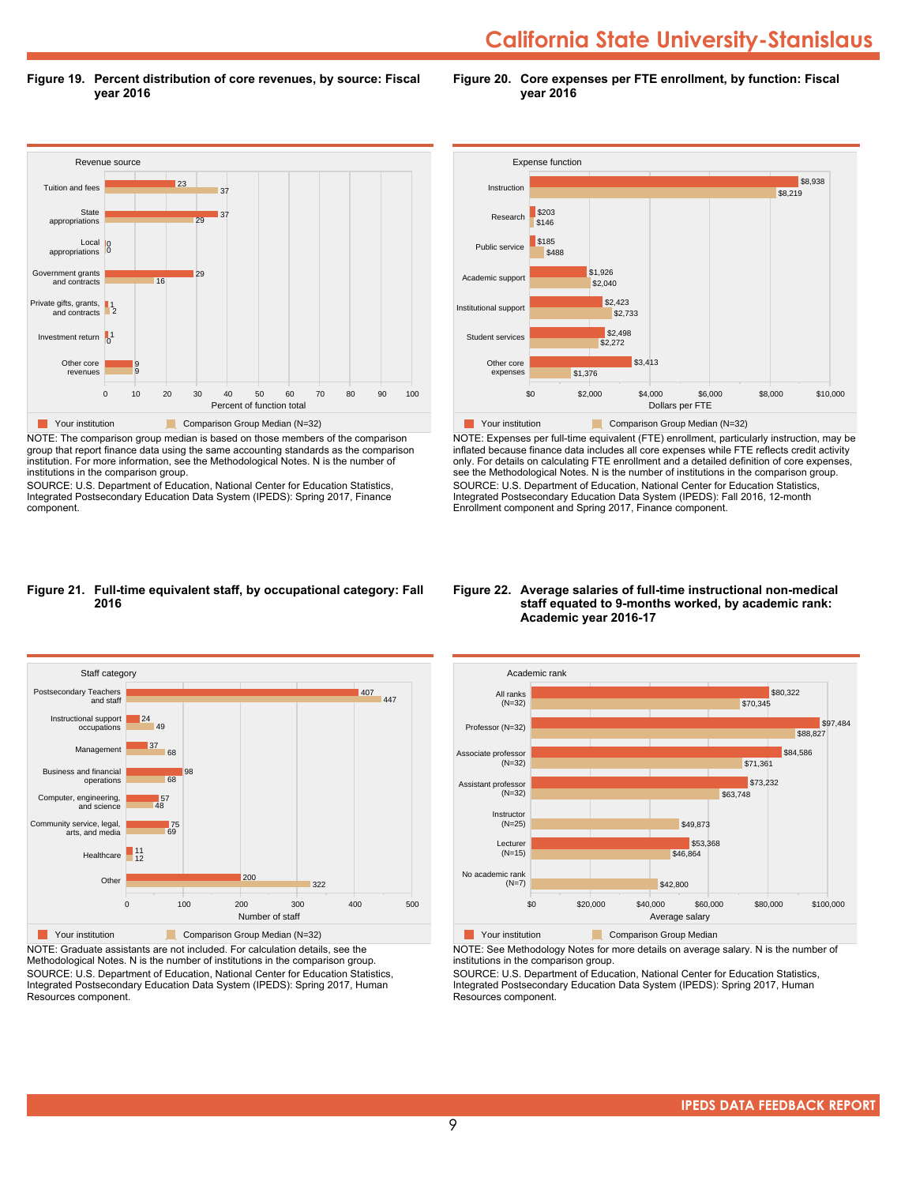# California State University-Stanislaus

**Figure 19. Percent distribution of core revenues, by source: Fiscal year 2016**

| Revenue source | Your institution | Comparison Group Median (N=32) |
| --- | --- | --- |
| Tuition and fees | 23 | 37 |
| State appropriations | 37 | 29 |
| Local appropriations | 0 | 0 |
| Government grants and contracts | 29 | 16 |
| Private gifts, grants, and contracts | 1 | 2 |
| Investment return | 1 | 0 |
| Other core revenues | 9 | 9 |

Percent of function total

NOTE: The comparison group median is based on those members of the comparison group that report finance data using the same accounting standards as the comparison institution. For more information, see the Methodological Notes. N is the number of institutions in the comparison group.
SOURCE: U.S. Department of Education, National Center for Education Statistics, Integrated Postsecondary Education Data System (IPEDS): Spring 2017, Finance component.

**Figure 20. Core expenses per FTE enrollment, by function: Fiscal year 2016**

| Expense function | Your institution | Comparison Group Median (N=32) |
| --- | --- | --- |
| Instruction | $8,938 | $8,219 |
| Research | $203 | $146 |
| Public service | $185 | $488 |
| Academic support | $1,926 | $2,040 |
| Institutional support | $2,423 | $2,733 |
| Student services | $2,498 | $2,272 |
| Other core expenses | $3,413 | $1,376 |

Dollars per FTE

NOTE: Expenses per full-time equivalent (FTE) enrollment, particularly instruction, may be inflated because finance data includes all core expenses while FTE reflects credit activity only. For details on calculating FTE enrollment and a detailed definition of core expenses, see the Methodological Notes. N is the number of institutions in the comparison group.
SOURCE: U.S. Department of Education, National Center for Education Statistics, Integrated Postsecondary Education Data System (IPEDS): Fall 2016, 12-month Enrollment component and Spring 2017, Finance component.

**Figure 21. Full-time equivalent staff, by occupational category: Fall 2016**

| Staff category | Your institution | Comparison Group Median (N=32) |
| --- | --- | --- |
| Postsecondary Teachers and staff | 407 | 447 |
| Instructional support occupations | 24 | 49 |
| Management | 37 | 68 |
| Business and financial operations | 98 | 68 |
| Computer, engineering, and science | 57 | 48 |
| Community service, legal, arts, and media | 75 | 69 |
| Healthcare | 11 | 12 |
| Other | 200 | 322 |

Number of staff

NOTE: Graduate assistants are not included. For calculation details, see the Methodological Notes. N is the number of institutions in the comparison group.
SOURCE: U.S. Department of Education, National Center for Education Statistics, Integrated Postsecondary Education Data System (IPEDS): Spring 2017, Human Resources component.

**Figure 22. Average salaries of full-time instructional non-medical staff equated to 9-months worked, by academic rank: Academic year 2016-17**

| Academic rank | Your institution | Comparison Group Median |
| --- | --- | --- |
| All ranks (N=32) | $80,322 | $70,345 |
| Professor (N=32) | $97,484 | $88,827 |
| Associate professor (N=32) | $84,586 | $71,361 |
| Assistant professor (N=32) | $73,232 | $63,748 |
| Instructor (N=25) | | $49,873 |
| Lecturer (N=15) | $53,368 | $46,864 |
| No academic rank (N=7) | | $42,800 |

Average salary

NOTE: See Methodology Notes for more details on average salary. N is the number of institutions in the comparison group.
SOURCE: U.S. Department of Education, National Center for Education Statistics, Integrated Postsecondary Education Data System (IPEDS): Spring 2017, Human Resources component.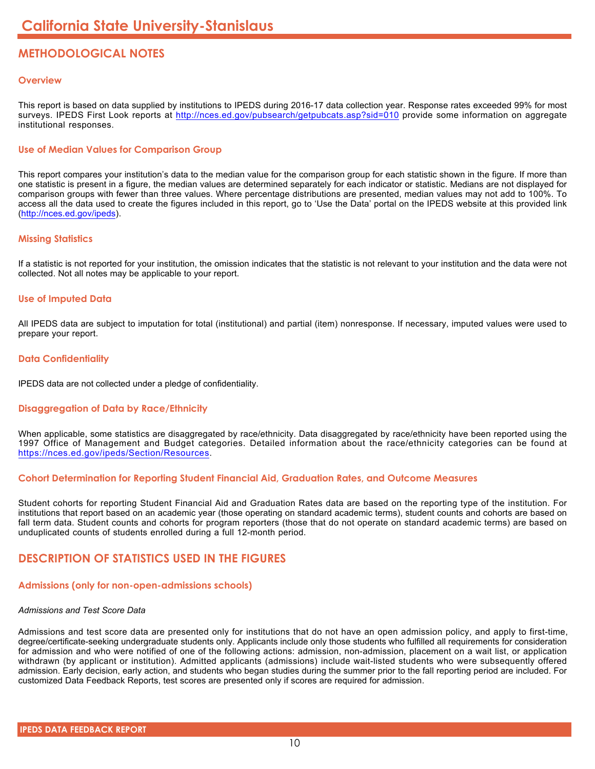# California State University-Stanislaus

## METHODOLOGICAL NOTES

### Overview

This report is based on data supplied by institutions to IPEDS during 2016-17 data collection year. Response rates exceeded 99% for most surveys. IPEDS First Look reports at http://nces.ed.gov/pubsearch/getpubcats.asp?sid=010 provide some information on aggregate institutional responses.

### Use of Median Values for Comparison Group

This report compares your institution's data to the median value for the comparison group for each statistic shown in the figure. If more than one statistic is present in a figure, the median values are determined separately for each indicator or statistic. Medians are not displayed for comparison groups with fewer than three values. Where percentage distributions are presented, median values may not add to 100%. To access all the data used to create the figures included in this report, go to 'Use the Data' portal on the IPEDS website at this provided link (http://nces.ed.gov/ipeds).

### Missing Statistics

If a statistic is not reported for your institution, the omission indicates that the statistic is not relevant to your institution and the data were not collected. Not all notes may be applicable to your report.

### Use of Imputed Data

All IPEDS data are subject to imputation for total (institutional) and partial (item) nonresponse. If necessary, imputed values were used to prepare your report.

### Data Confidentiality

IPEDS data are not collected under a pledge of confidentiality.

### Disaggregation of Data by Race/Ethnicity

When applicable, some statistics are disaggregated by race/ethnicity. Data disaggregated by race/ethnicity have been reported using the 1997 Office of Management and Budget categories. Detailed information about the race/ethnicity categories can be found at https://nces.ed.gov/ipeds/Section/Resources.

### Cohort Determination for Reporting Student Financial Aid, Graduation Rates, and Outcome Measures

Student cohorts for reporting Student Financial Aid and Graduation Rates data are based on the reporting type of the institution. For institutions that report based on an academic year (those operating on standard academic terms), student counts and cohorts are based on fall term data. Student counts and cohorts for program reporters (those that do not operate on standard academic terms) are based on unduplicated counts of students enrolled during a full 12-month period.

## DESCRIPTION OF STATISTICS USED IN THE FIGURES

### Admissions (only for non-open-admissions schools)

*Admissions and Test Score Data*

Admissions and test score data are presented only for institutions that do not have an open admission policy, and apply to first-time, degree/certificate-seeking undergraduate students only. Applicants include only those students who fulfilled all requirements for consideration for admission and who were notified of one of the following actions: admission, non-admission, placement on a wait list, or application withdrawn (by applicant or institution). Admitted applicants (admissions) include wait-listed students who were subsequently offered admission. Early decision, early action, and students who began studies during the summer prior to the fall reporting period are included. For customized Data Feedback Reports, test scores are presented only if scores are required for admission.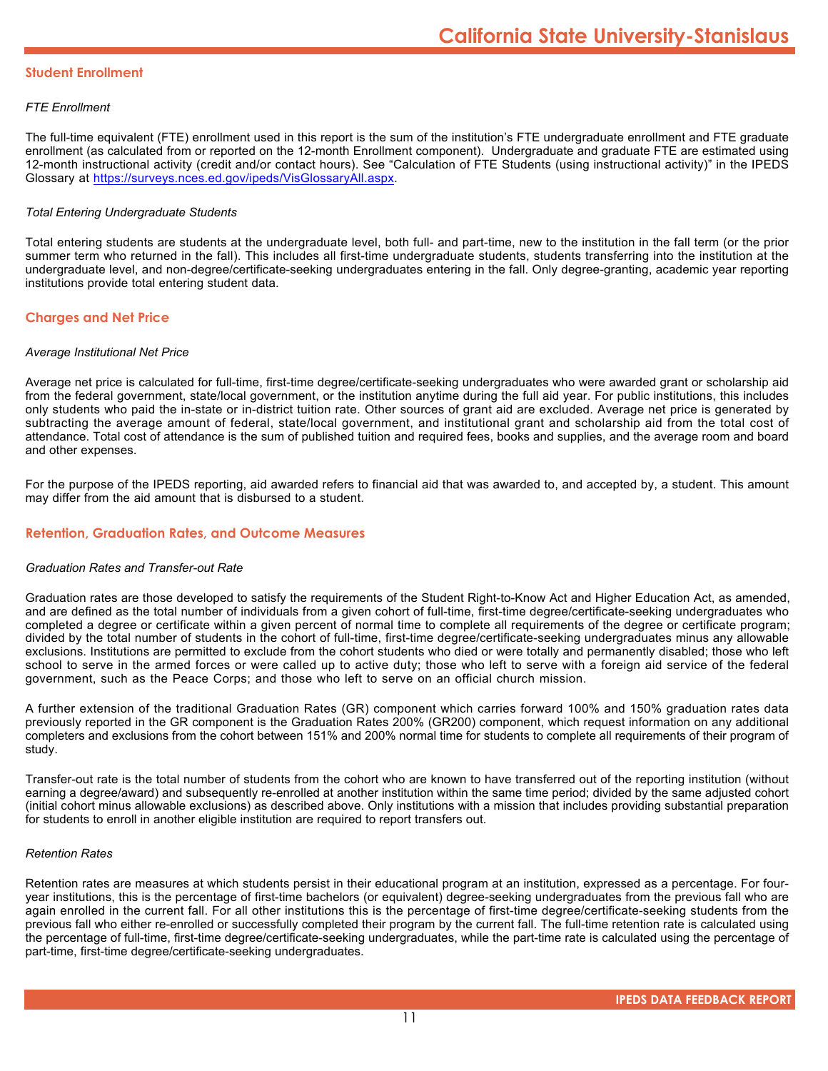## Student Enrollment

*FTE Enrollment*

The full-time equivalent (FTE) enrollment used in this report is the sum of the institution's FTE undergraduate enrollment and FTE graduate enrollment (as calculated from or reported on the 12-month Enrollment component). Undergraduate and graduate FTE are estimated using 12-month instructional activity (credit and/or contact hours). See "Calculation of FTE Students (using instructional activity)" in the IPEDS Glossary at https://surveys.nces.ed.gov/ipeds/VisGlossaryAll.aspx.

*Total Entering Undergraduate Students*

Total entering students are students at the undergraduate level, both full- and part-time, new to the institution in the fall term (or the prior summer term who returned in the fall). This includes all first-time undergraduate students, students transferring into the institution at the undergraduate level, and non-degree/certificate-seeking undergraduates entering in the fall. Only degree-granting, academic year reporting institutions provide total entering student data.

## Charges and Net Price

*Average Institutional Net Price*

Average net price is calculated for full-time, first-time degree/certificate-seeking undergraduates who were awarded grant or scholarship aid from the federal government, state/local government, or the institution anytime during the full aid year. For public institutions, this includes only students who paid the in-state or in-district tuition rate. Other sources of grant aid are excluded. Average net price is generated by subtracting the average amount of federal, state/local government, and institutional grant and scholarship aid from the total cost of attendance. Total cost of attendance is the sum of published tuition and required fees, books and supplies, and the average room and board and other expenses.

For the purpose of the IPEDS reporting, aid awarded refers to financial aid that was awarded to, and accepted by, a student. This amount may differ from the aid amount that is disbursed to a student.

## Retention, Graduation Rates, and Outcome Measures

*Graduation Rates and Transfer-out Rate*

Graduation rates are those developed to satisfy the requirements of the Student Right-to-Know Act and Higher Education Act, as amended, and are defined as the total number of individuals from a given cohort of full-time, first-time degree/certificate-seeking undergraduates who completed a degree or certificate within a given percent of normal time to complete all requirements of the degree or certificate program; divided by the total number of students in the cohort of full-time, first-time degree/certificate-seeking undergraduates minus any allowable exclusions. Institutions are permitted to exclude from the cohort students who died or were totally and permanently disabled; those who left school to serve in the armed forces or were called up to active duty; those who left to serve with a foreign aid service of the federal government, such as the Peace Corps; and those who left to serve on an official church mission.

A further extension of the traditional Graduation Rates (GR) component which carries forward 100% and 150% graduation rates data previously reported in the GR component is the Graduation Rates 200% (GR200) component, which request information on any additional completers and exclusions from the cohort between 151% and 200% normal time for students to complete all requirements of their program of study.

Transfer-out rate is the total number of students from the cohort who are known to have transferred out of the reporting institution (without earning a degree/award) and subsequently re-enrolled at another institution within the same time period; divided by the same adjusted cohort (initial cohort minus allowable exclusions) as described above. Only institutions with a mission that includes providing substantial preparation for students to enroll in another eligible institution are required to report transfers out.

*Retention Rates*

Retention rates are measures at which students persist in their educational program at an institution, expressed as a percentage. For four-year institutions, this is the percentage of first-time bachelors (or equivalent) degree-seeking undergraduates from the previous fall who are again enrolled in the current fall. For all other institutions this is the percentage of first-time degree/certificate-seeking students from the previous fall who either re-enrolled or successfully completed their program by the current fall. The full-time retention rate is calculated using the percentage of full-time, first-time degree/certificate-seeking undergraduates, while the part-time rate is calculated using the percentage of part-time, first-time degree/certificate-seeking undergraduates.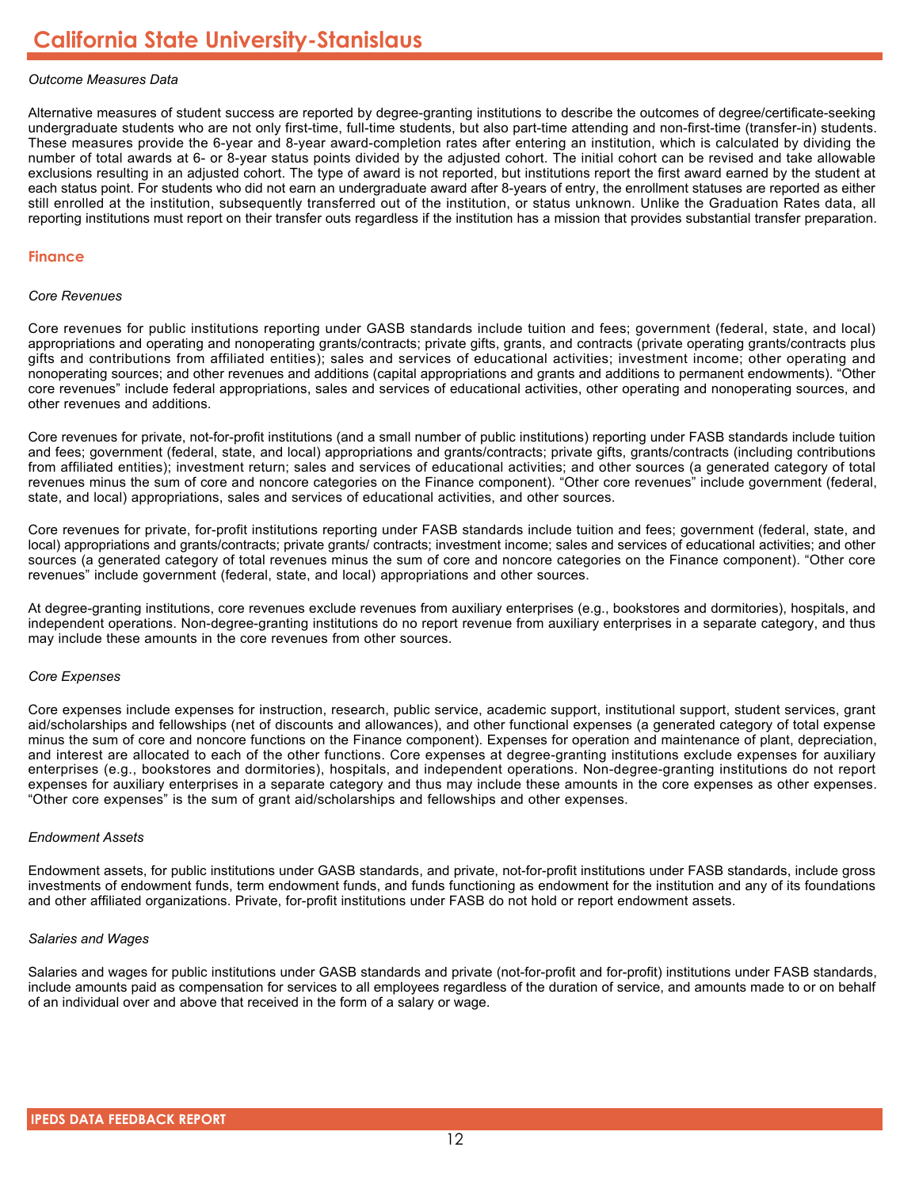*Outcome Measures Data*

Alternative measures of student success are reported by degree-granting institutions to describe the outcomes of degree/certificate-seeking undergraduate students who are not only first-time, full-time students, but also part-time attending and non-first-time (transfer-in) students. These measures provide the 6-year and 8-year award-completion rates after entering an institution, which is calculated by dividing the number of total awards at 6- or 8-year status points divided by the adjusted cohort. The initial cohort can be revised and take allowable exclusions resulting in an adjusted cohort. The type of award is not reported, but institutions report the first award earned by the student at each status point. For students who did not earn an undergraduate award after 8-years of entry, the enrollment statuses are reported as either still enrolled at the institution, subsequently transferred out of the institution, or status unknown. Unlike the Graduation Rates data, all reporting institutions must report on their transfer outs regardless if the institution has a mission that provides substantial transfer preparation.

## Finance

*Core Revenues*

Core revenues for public institutions reporting under GASB standards include tuition and fees; government (federal, state, and local) appropriations and operating and nonoperating grants/contracts; private gifts, grants, and contracts (private operating grants/contracts plus gifts and contributions from affiliated entities); sales and services of educational activities; investment income; other operating and nonoperating sources; and other revenues and additions (capital appropriations and grants and additions to permanent endowments). "Other core revenues" include federal appropriations, sales and services of educational activities, other operating and nonoperating sources, and other revenues and additions.

Core revenues for private, not-for-profit institutions (and a small number of public institutions) reporting under FASB standards include tuition and fees; government (federal, state, and local) appropriations and grants/contracts; private gifts, grants/contracts (including contributions from affiliated entities); investment return; sales and services of educational activities; and other sources (a generated category of total revenues minus the sum of core and noncore categories on the Finance component). "Other core revenues" include government (federal, state, and local) appropriations, sales and services of educational activities, and other sources.

Core revenues for private, for-profit institutions reporting under FASB standards include tuition and fees; government (federal, state, and local) appropriations and grants/contracts; private grants/ contracts; investment income; sales and services of educational activities; and other sources (a generated category of total revenues minus the sum of core and noncore categories on the Finance component). "Other core revenues" include government (federal, state, and local) appropriations and other sources.

At degree-granting institutions, core revenues exclude revenues from auxiliary enterprises (e.g., bookstores and dormitories), hospitals, and independent operations. Non-degree-granting institutions do no report revenue from auxiliary enterprises in a separate category, and thus may include these amounts in the core revenues from other sources.

*Core Expenses*

Core expenses include expenses for instruction, research, public service, academic support, institutional support, student services, grant aid/scholarships and fellowships (net of discounts and allowances), and other functional expenses (a generated category of total expense minus the sum of core and noncore functions on the Finance component). Expenses for operation and maintenance of plant, depreciation, and interest are allocated to each of the other functions. Core expenses at degree-granting institutions exclude expenses for auxiliary enterprises (e.g., bookstores and dormitories), hospitals, and independent operations. Non-degree-granting institutions do not report expenses for auxiliary enterprises in a separate category and thus may include these amounts in the core expenses as other expenses. "Other core expenses" is the sum of grant aid/scholarships and fellowships and other expenses.

*Endowment Assets*

Endowment assets, for public institutions under GASB standards, and private, not-for-profit institutions under FASB standards, include gross investments of endowment funds, term endowment funds, and funds functioning as endowment for the institution and any of its foundations and other affiliated organizations. Private, for-profit institutions under FASB do not hold or report endowment assets.

*Salaries and Wages*

Salaries and wages for public institutions under GASB standards and private (not-for-profit and for-profit) institutions under FASB standards, include amounts paid as compensation for services to all employees regardless of the duration of service, and amounts made to or on behalf of an individual over and above that received in the form of a salary or wage.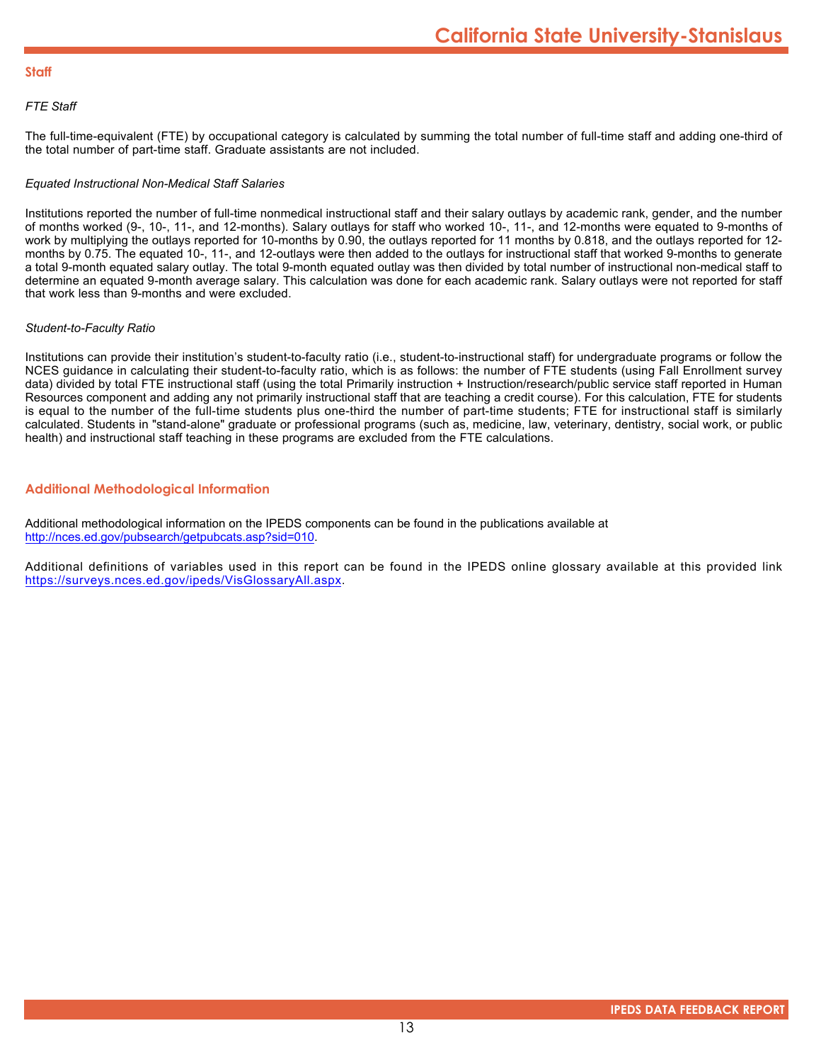## Staff

*FTE Staff*

The full-time-equivalent (FTE) by occupational category is calculated by summing the total number of full-time staff and adding one-third of the total number of part-time staff. Graduate assistants are not included.

*Equated Instructional Non-Medical Staff Salaries*

Institutions reported the number of full-time nonmedical instructional staff and their salary outlays by academic rank, gender, and the number of months worked (9-, 10-, 11-, and 12-months). Salary outlays for staff who worked 10-, 11-, and 12-months were equated to 9-months of work by multiplying the outlays reported for 10-months by 0.90, the outlays reported for 11 months by 0.818, and the outlays reported for 12-months by 0.75. The equated 10-, 11-, and 12-outlays were then added to the outlays for instructional staff that worked 9-months to generate a total 9-month equated salary outlay. The total 9-month equated outlay was then divided by total number of instructional non-medical staff to determine an equated 9-month average salary. This calculation was done for each academic rank. Salary outlays were not reported for staff that work less than 9-months and were excluded.

*Student-to-Faculty Ratio*

Institutions can provide their institution's student-to-faculty ratio (i.e., student-to-instructional staff) for undergraduate programs or follow the NCES guidance in calculating their student-to-faculty ratio, which is as follows: the number of FTE students (using Fall Enrollment survey data) divided by total FTE instructional staff (using the total Primarily instruction + Instruction/research/public service staff reported in Human Resources component and adding any not primarily instructional staff that are teaching a credit course). For this calculation, FTE for students is equal to the number of the full-time students plus one-third the number of part-time students; FTE for instructional staff is similarly calculated. Students in "stand-alone" graduate or professional programs (such as, medicine, law, veterinary, dentistry, social work, or public health) and instructional staff teaching in these programs are excluded from the FTE calculations.

## Additional Methodological Information

Additional methodological information on the IPEDS components can be found in the publications available at http://nces.ed.gov/pubsearch/getpubcats.asp?sid=010.

Additional definitions of variables used in this report can be found in the IPEDS online glossary available at this provided link https://surveys.nces.ed.gov/ipeds/VisGlossaryAll.aspx.